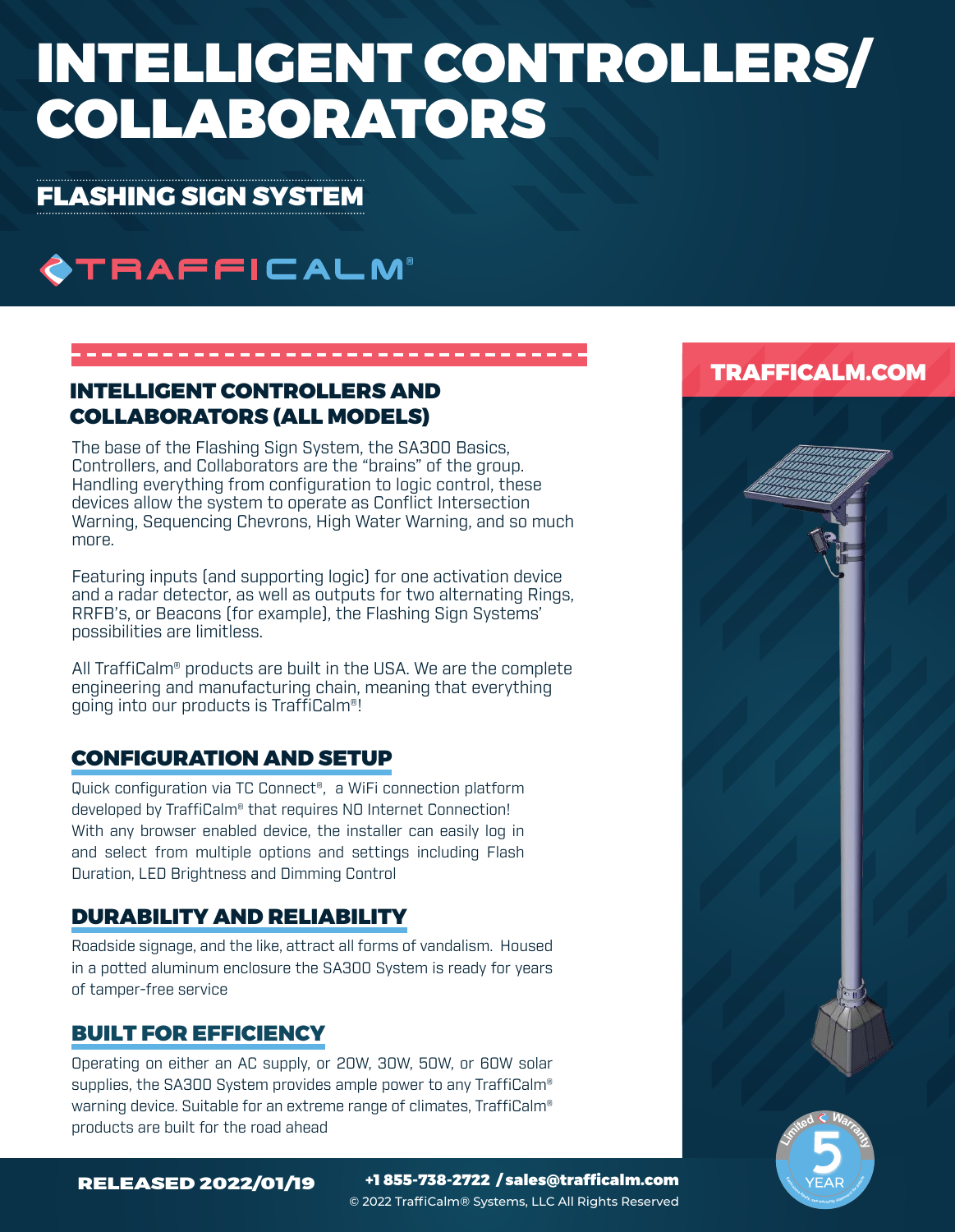# INTELLIGENT CONTROLLERS/ COLLABORATORS

## FLASHING SIGN SYSTEM

TRAFFICALM®

TRAFFICALM.COM

### INTELLIGENT CONTROLLERS AND COLLABORATORS (ALL MODELS)

The base of the Flashing Sign System, the SA300 Basics, Controllers, and Collaborators are the "brains" of the group. Handling everything from configuration to logic control, these devices allow the system to operate as Conflict Intersection Warning, Sequencing Chevrons, High Water Warning, and so much more.

Featuring inputs (and supporting logic) for one activation device and a radar detector, as well as outputs for two alternating Rings, RRFB's, or Beacons (for example), the Flashing Sign Systems' possibilities are limitless.

All TraffiCalm® products are built in the USA. We are the complete engineering and manufacturing chain, meaning that everything going into our products is TraffiCalm®!

### CONFIGURATION AND SETUP

Quick configuration via TC Connect®, a WiFi connection platform developed by TraffiCalm® that requires NO Internet Connection! With any browser enabled device, the installer can easily log in and select from multiple options and settings including Flash Duration, LED Brightness and Dimming Control

### DURABILITY AND RELIABILITY

Roadside signage, and the like, attract all forms of vandalism. Housed in a potted aluminum enclosure the SA300 System is ready for years of tamper-free service

### BUILT FOR EFFICIENCY

Operating on either an AC supply, or 20W, 30W, 50W, or 60W solar supplies, the SA300 System provides ample power to any TraffiCalm® warning device. Suitable for an extreme range of climates, TraffiCalm® products are built for the road ahead

Limited Warranty 5 YEAR

**RELEASED 2022/01/19**

**+1 855-738-2722 / sales@trafficalm.com**

© 2022 TraffiCalm® Systems, LLC All Rights Reserved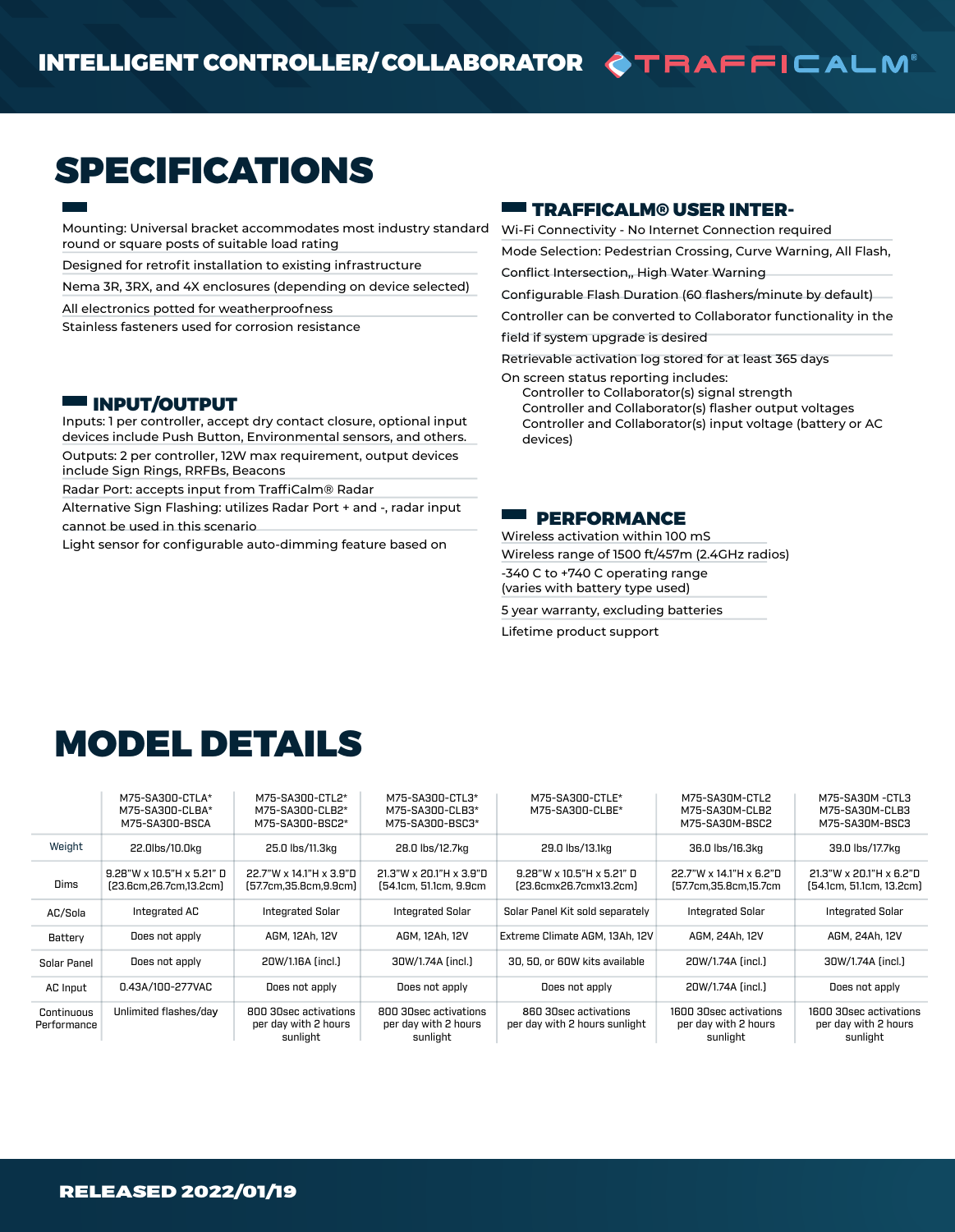# INTELLIGENT CONTROLLER/ COLLABORATOR

# SPECIFICATIONS

Mounting: Universal bracket accommodates most industry standard round or square posts of suitable load rating

Designed for retrofit installation to existing infrastructure

Nema 3R, 3RX, and 4X enclosures (depending on device selected)

All electronics potted for weatherproofness

Stainless fasteners used for corrosion resistance

## INPUT/OUTPUT

Inputs: 1 per controller, accept dry contact closure, optional input devices include Push Button, Environmental sensors, and others.

Outputs: 2 per controller, 12W max requirement, output devices include Sign Rings, RRFBs, Beacons

Radar Port: accepts input from TraffiCalm® Radar

Alternative Sign Flashing: utilizes Radar Port + and -, radar input cannot be used in this scenario

Light sensor for configurable auto-dimming feature based on

## TRAFFICALM® USER INTER-

Wi-Fi Connectivity - No Internet Connection required

Mode Selection: Pedestrian Crossing, Curve Warning, All Flash, Conflict Intersection,, High Water Warning

Configurable Flash Duration (60 flashers/minute by default)

Controller can be converted to Collaborator functionality in the field if system upgrade is desired

Retrievable activation log stored for at least 365 days

On screen status reporting includes:
- Controller to Collaborator(s) signal strength
- Controller and Collaborator(s) flasher output voltages
- Controller and Collaborator(s) input voltage (battery or AC devices)

## PERFORMANCE

Wireless activation within 100 mS

Wireless range of 1500 ft/457m (2.4GHz radios)

-340 C to +740 C operating range
(varies with battery type used)

5 year warranty, excluding batteries

Lifetime product support

# MODEL DETAILS

| | M75-SA300-CTLA*<br>M75-SA300-CLBA*<br>M75-SA300-BSCA | M75-SA300-CTL2*<br>M75-SA300-CLB2*<br>M75-SA300-BSC2* | M75-SA300-CTL3*<br>M75-SA300-CLB3*<br>M75-SA300-BSC3* | M75-SA300-CTLE*<br>M75-SA300-CLBE* | M75-SA30M-CTL2<br>M75-SA30M-CLB2<br>M75-SA30M-BSC2 | M75-SA30M -CTL3<br>M75-SA30M-CLB3<br>M75-SA30M-BSC3 |
|---|---|---|---|---|---|---|
| Weight | 22.0lbs/10.0kg | 25.0 lbs/11.3kg | 28.0 lbs/12.7kg | 29.0 lbs/13.1kg | 36.0 lbs/16.3kg | 39.0 lbs/17.7kg |
| Dims | 9.28"W x 10.5"H x 5.21" D (23.6cm,26.7cm,13.2cm) | 22.7"W x 14.1"H x 3.9"D (57.7cm,35.8cm,9.9cm) | 21.3"W x 20.1"H x 3.9"D (54.1cm, 51.1cm, 9.9cm | 9.28"W x 10.5"H x 5.21" D (23.6cmx26.7cmx13.2cm) | 22.7"W x 14.1"H x 6.2"D (57.7cm,35.8cm,15.7cm | 21.3"W x 20.1"H x 6.2"D (54.1cm, 51.1cm, 13.2cm) |
| AC/Sola | Integrated AC | Integrated Solar | Integrated Solar | Solar Panel Kit sold separately | Integrated Solar | Integrated Solar |
| Battery | Does not apply | AGM, 12Ah, 12V | AGM, 12Ah, 12V | Extreme Climate AGM, 13Ah, 12V | AGM, 24Ah, 12V | AGM, 24Ah, 12V |
| Solar Panel | Does not apply | 20W/1.16A (incl.) | 30W/1.74A (incl.) | 30, 50, or 60W kits available | 20W/1.74A (incl.) | 30W/1.74A (incl.) |
| AC Input | 0.43A/100-277VAC | Does not apply | Does not apply | Does not apply | 20W/1.74A (incl.) | Does not apply |
| Continuous Performance | Unlimited flashes/day | 800 30sec activations per day with 2 hours sunlight | 800 30sec activations per day with 2 hours sunlight | 860 30sec activations per day with 2 hours sunlight | 1600 30sec activations per day with 2 hours sunlight | 1600 30sec activations per day with 2 hours sunlight |

RELEASED 2022/01/19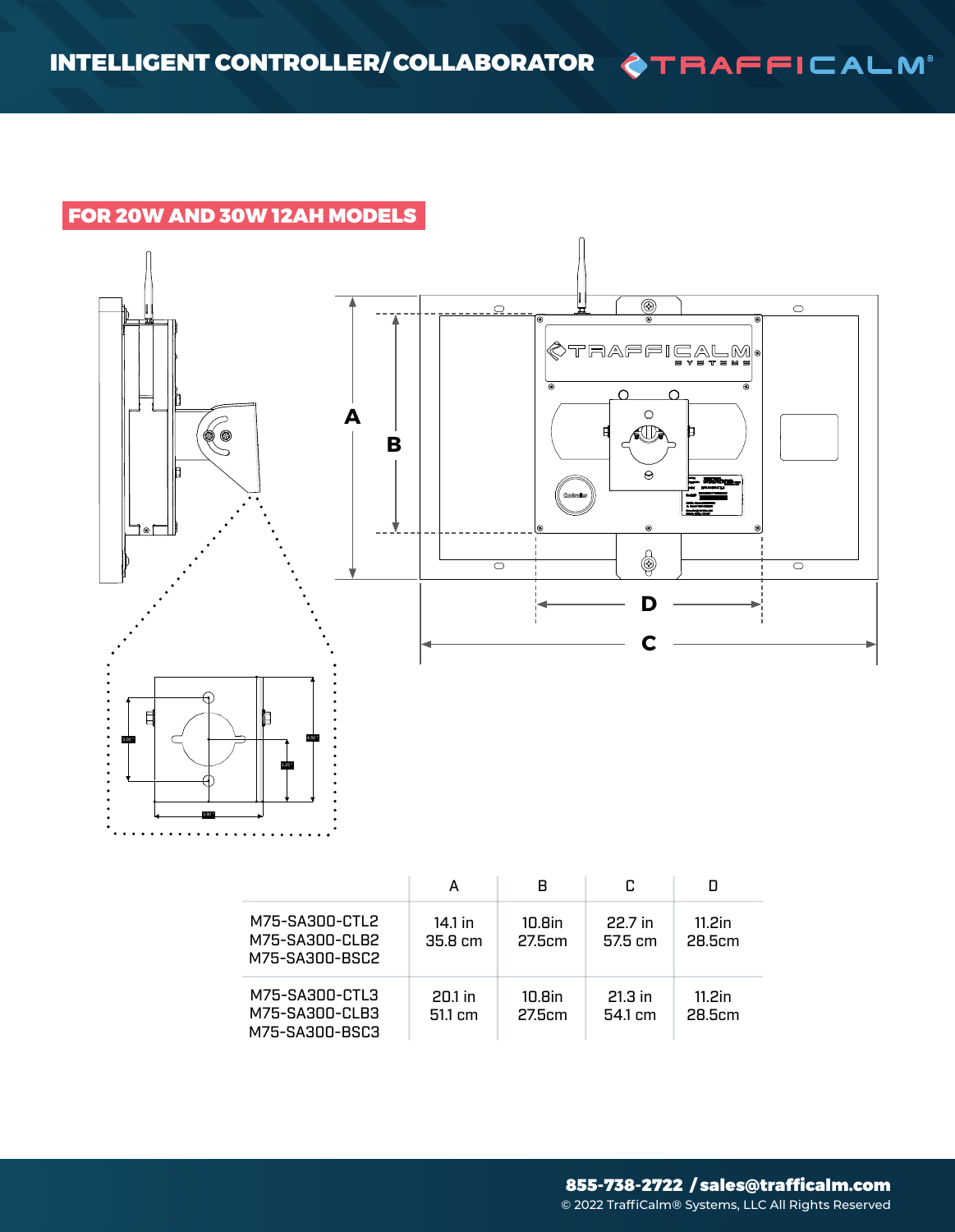# INTELLIGENT CONTROLLER/COLLABORATOR

## FOR 20W AND 30W 12AH MODELS

|  | A | B | C | D |
|---|---|---|---|---|
| M75-SA300-CTL2<br>M75-SA300-CLB2<br>M75-SA300-BSC2 | 14.1 in<br>35.8 cm | 10.8in<br>27.5cm | 22.7 in<br>57.5 cm | 11.2in<br>28.5cm |
| M75-SA300-CTL3<br>M75-SA300-CLB3<br>M75-SA300-BSC3 | 20.1 in<br>51.1 cm | 10.8in<br>27.5cm | 21.3 in<br>54.1 cm | 11.2in<br>28.5cm |

**855-738-2722 / sales@trafficalm.com**

© 2022 TraffiCalm® Systems, LLC All Rights Reserved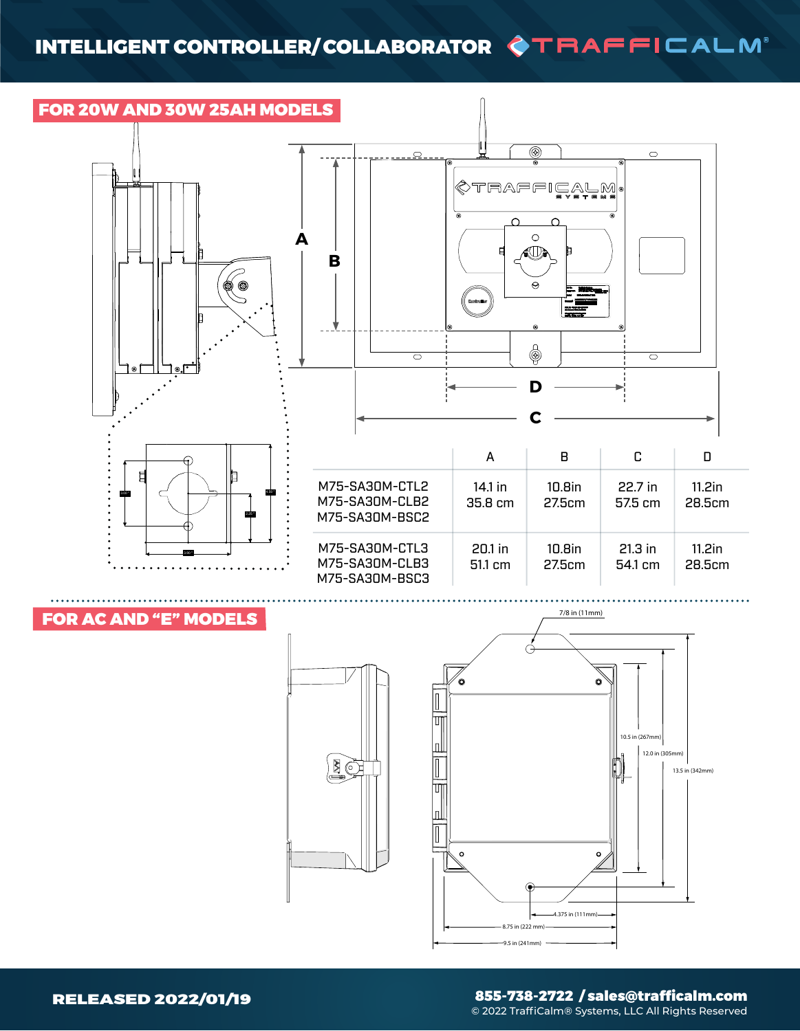# INTELLIGENT CONTROLLER/COLLABORATOR

## FOR 20W AND 30W 25AH MODELS

A

B

D

C

| | A | B | C | D |
|---|---|---|---|---|
| M75-SA30M-CTL2<br>M75-SA30M-CLB2<br>M75-SA30M-BSC2 | 14.1 in<br>35.8 cm | 10.8in<br>27.5cm | 22.7 in<br>57.5 cm | 11.2in<br>28.5cm |
| M75-SA30M-CTL3<br>M75-SA30M-CLB3<br>M75-SA30M-BSC3 | 20.1 in<br>51.1 cm | 10.8in<br>27.5cm | 21.3 in<br>54.1 cm | 11.2in<br>28.5cm |

## FOR AC AND "E" MODELS

7/8 in (11mm)

10.5 in (267mm)

12.0 in (305mm)

13.5 in (342mm)

4.375 in (111mm)

8.75 in (222 mm)

9.5 in (241mm)

RELEASED 2022/01/19

855-738-2722 / sales@trafficalm.com

© 2022 TraffiCalm® Systems, LLC All Rights Reserved